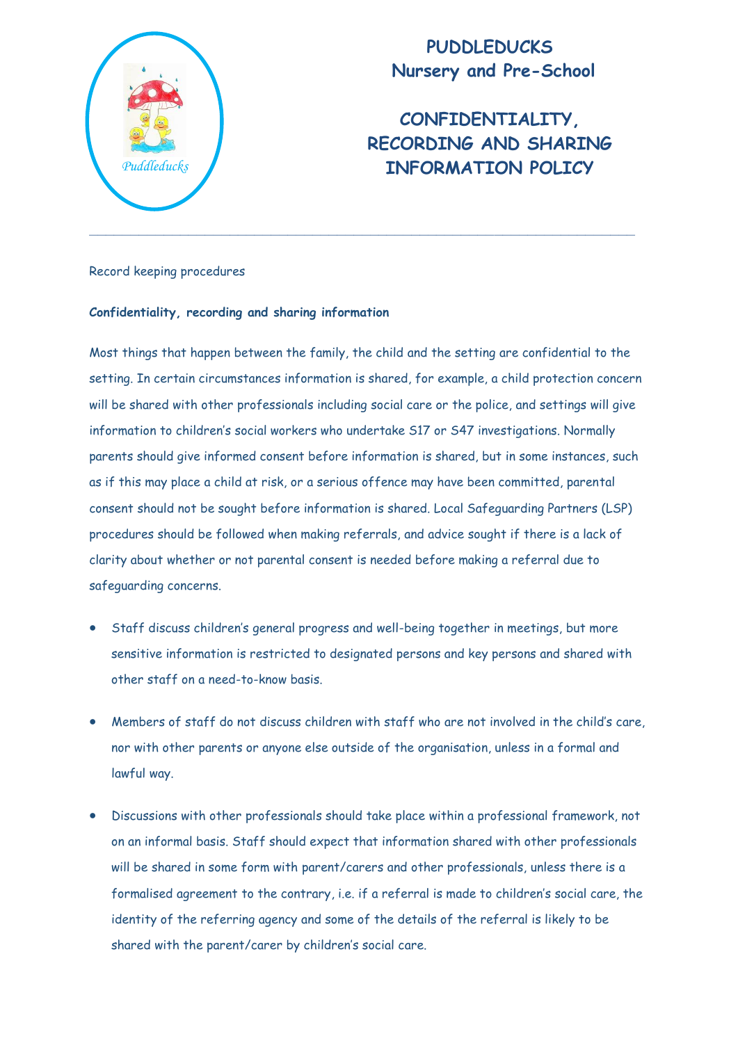# PUDDLEDUCKS
# Nursery and Pre-School

## CONFIDENTIALITY, RECORDING AND SHARING INFORMATION POLICY

---

Record keeping procedures

**Confidentiality, recording and sharing information**

Most things that happen between the family, the child and the setting are confidential to the setting. In certain circumstances information is shared, for example, a child protection concern will be shared with other professionals including social care or the police, and settings will give information to children's social workers who undertake S17 or S47 investigations. Normally parents should give informed consent before information is shared, but in some instances, such as if this may place a child at risk, or a serious offence may have been committed, parental consent should not be sought before information is shared. Local Safeguarding Partners (LSP) procedures should be followed when making referrals, and advice sought if there is a lack of clarity about whether or not parental consent is needed before making a referral due to safeguarding concerns.

- Staff discuss children's general progress and well-being together in meetings, but more sensitive information is restricted to designated persons and key persons and shared with other staff on a need-to-know basis.
- Members of staff do not discuss children with staff who are not involved in the child's care, nor with other parents or anyone else outside of the organisation, unless in a formal and lawful way.
- Discussions with other professionals should take place within a professional framework, not on an informal basis. Staff should expect that information shared with other professionals will be shared in some form with parent/carers and other professionals, unless there is a formalised agreement to the contrary, i.e. if a referral is made to children's social care, the identity of the referring agency and some of the details of the referral is likely to be shared with the parent/carer by children's social care.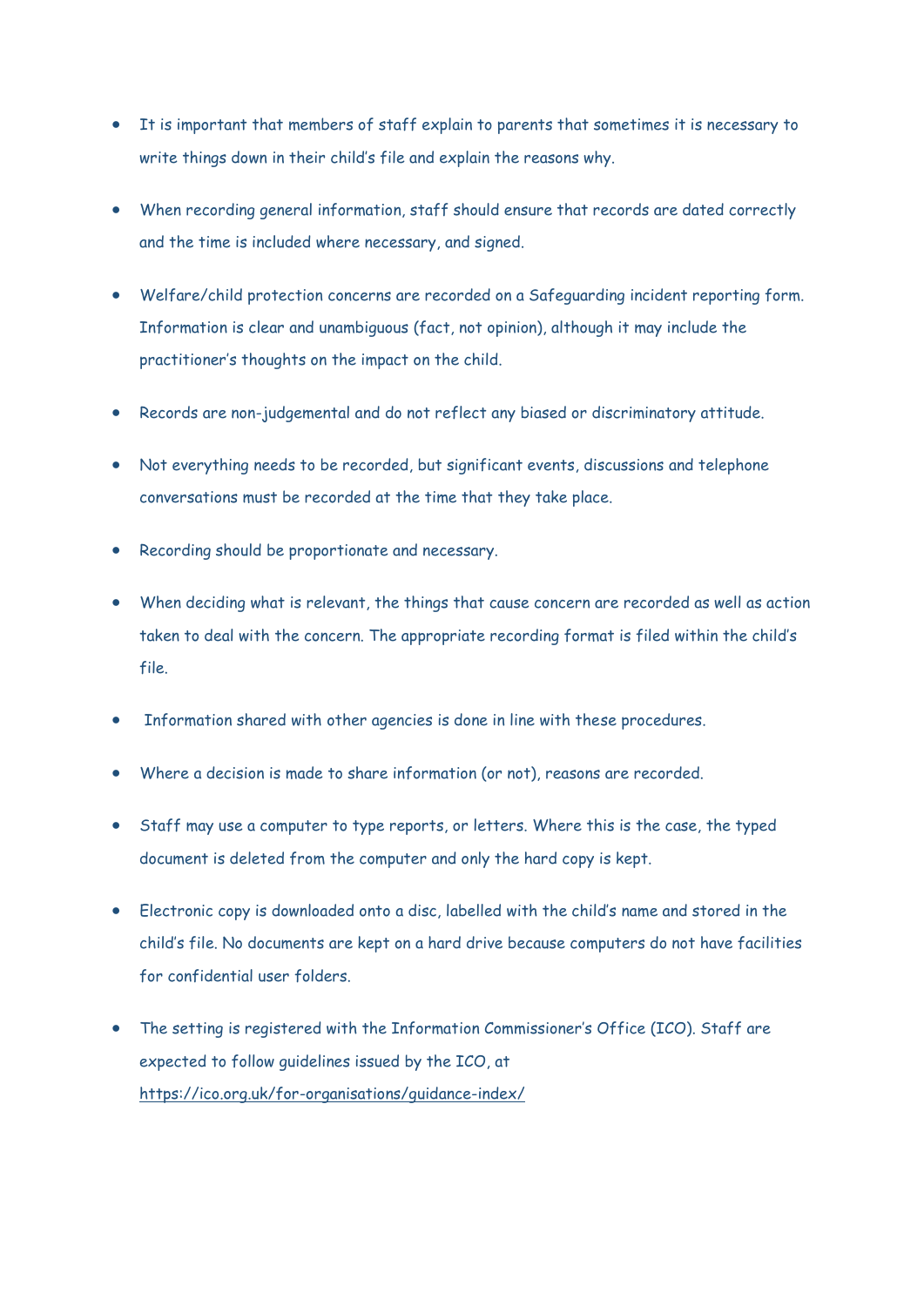- It is important that members of staff explain to parents that sometimes it is necessary to write things down in their child's file and explain the reasons why.
- When recording general information, staff should ensure that records are dated correctly and the time is included where necessary, and signed.
- Welfare/child protection concerns are recorded on a Safeguarding incident reporting form. Information is clear and unambiguous (fact, not opinion), although it may include the practitioner's thoughts on the impact on the child.
- Records are non-judgemental and do not reflect any biased or discriminatory attitude.
- Not everything needs to be recorded, but significant events, discussions and telephone conversations must be recorded at the time that they take place.
- Recording should be proportionate and necessary.
- When deciding what is relevant, the things that cause concern are recorded as well as action taken to deal with the concern. The appropriate recording format is filed within the child's file.
- Information shared with other agencies is done in line with these procedures.
- Where a decision is made to share information (or not), reasons are recorded.
- Staff may use a computer to type reports, or letters. Where this is the case, the typed document is deleted from the computer and only the hard copy is kept.
- Electronic copy is downloaded onto a disc, labelled with the child's name and stored in the child's file. No documents are kept on a hard drive because computers do not have facilities for confidential user folders.
- The setting is registered with the Information Commissioner's Office (ICO). Staff are expected to follow guidelines issued by the ICO, at https://ico.org.uk/for-organisations/guidance-index/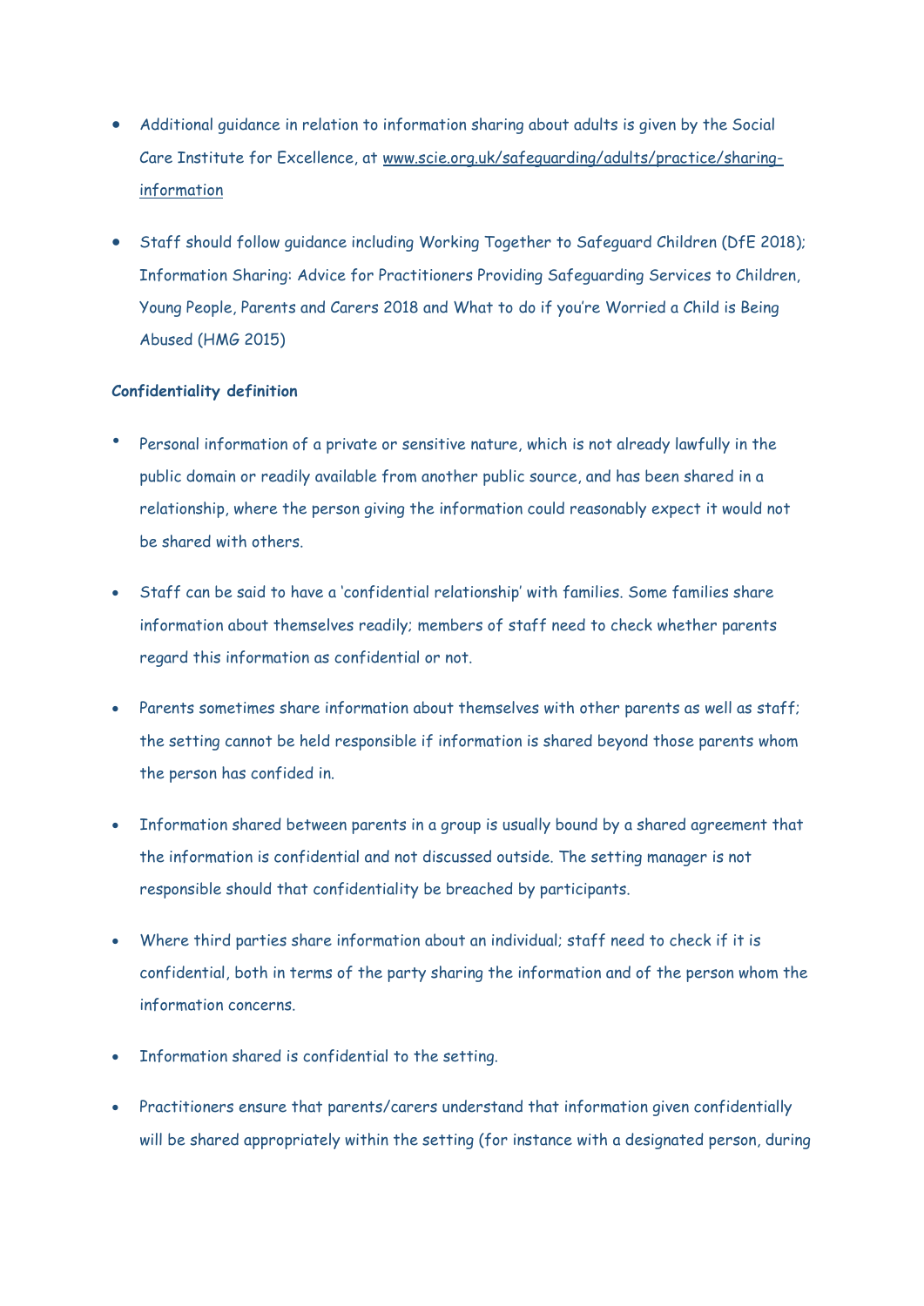- Additional guidance in relation to information sharing about adults is given by the Social Care Institute for Excellence, at www.scie.org.uk/safeguarding/adults/practice/sharing-information
- Staff should follow guidance including Working Together to Safeguard Children (DfE 2018); Information Sharing: Advice for Practitioners Providing Safeguarding Services to Children, Young People, Parents and Carers 2018 and What to do if you're Worried a Child is Being Abused (HMG 2015)

**Confidentiality definition**

- Personal information of a private or sensitive nature, which is not already lawfully in the public domain or readily available from another public source, and has been shared in a relationship, where the person giving the information could reasonably expect it would not be shared with others.
- Staff can be said to have a 'confidential relationship' with families. Some families share information about themselves readily; members of staff need to check whether parents regard this information as confidential or not.
- Parents sometimes share information about themselves with other parents as well as staff; the setting cannot be held responsible if information is shared beyond those parents whom the person has confided in.
- Information shared between parents in a group is usually bound by a shared agreement that the information is confidential and not discussed outside. The setting manager is not responsible should that confidentiality be breached by participants.
- Where third parties share information about an individual; staff need to check if it is confidential, both in terms of the party sharing the information and of the person whom the information concerns.
- Information shared is confidential to the setting.
- Practitioners ensure that parents/carers understand that information given confidentially will be shared appropriately within the setting (for instance with a designated person, during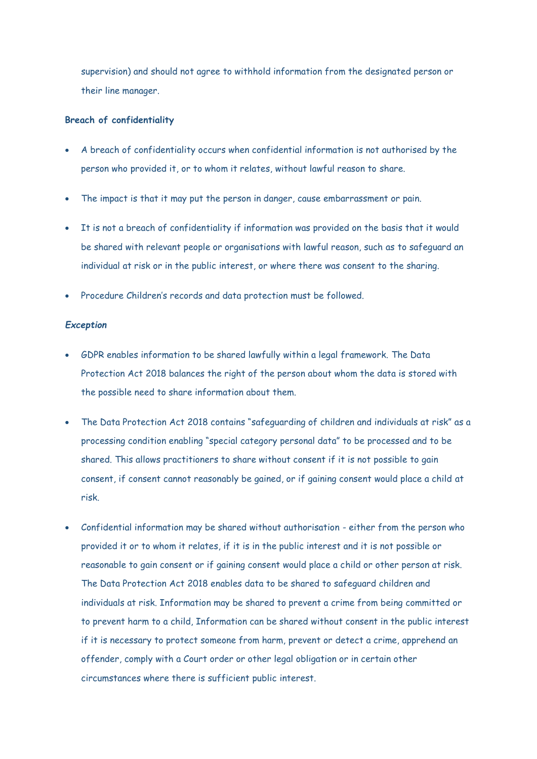supervision) and should not agree to withhold information from the designated person or their line manager.

**Breach of confidentiality**

- A breach of confidentiality occurs when confidential information is not authorised by the person who provided it, or to whom it relates, without lawful reason to share.
- The impact is that it may put the person in danger, cause embarrassment or pain.
- It is not a breach of confidentiality if information was provided on the basis that it would be shared with relevant people or organisations with lawful reason, such as to safeguard an individual at risk or in the public interest, or where there was consent to the sharing.
- Procedure Children's records and data protection must be followed.

***Exception***

- GDPR enables information to be shared lawfully within a legal framework. The Data Protection Act 2018 balances the right of the person about whom the data is stored with the possible need to share information about them.
- The Data Protection Act 2018 contains "safeguarding of children and individuals at risk" as a processing condition enabling "special category personal data" to be processed and to be shared. This allows practitioners to share without consent if it is not possible to gain consent, if consent cannot reasonably be gained, or if gaining consent would place a child at risk.
- Confidential information may be shared without authorisation - either from the person who provided it or to whom it relates, if it is in the public interest and it is not possible or reasonable to gain consent or if gaining consent would place a child or other person at risk. The Data Protection Act 2018 enables data to be shared to safeguard children and individuals at risk. Information may be shared to prevent a crime from being committed or to prevent harm to a child, Information can be shared without consent in the public interest if it is necessary to protect someone from harm, prevent or detect a crime, apprehend an offender, comply with a Court order or other legal obligation or in certain other circumstances where there is sufficient public interest.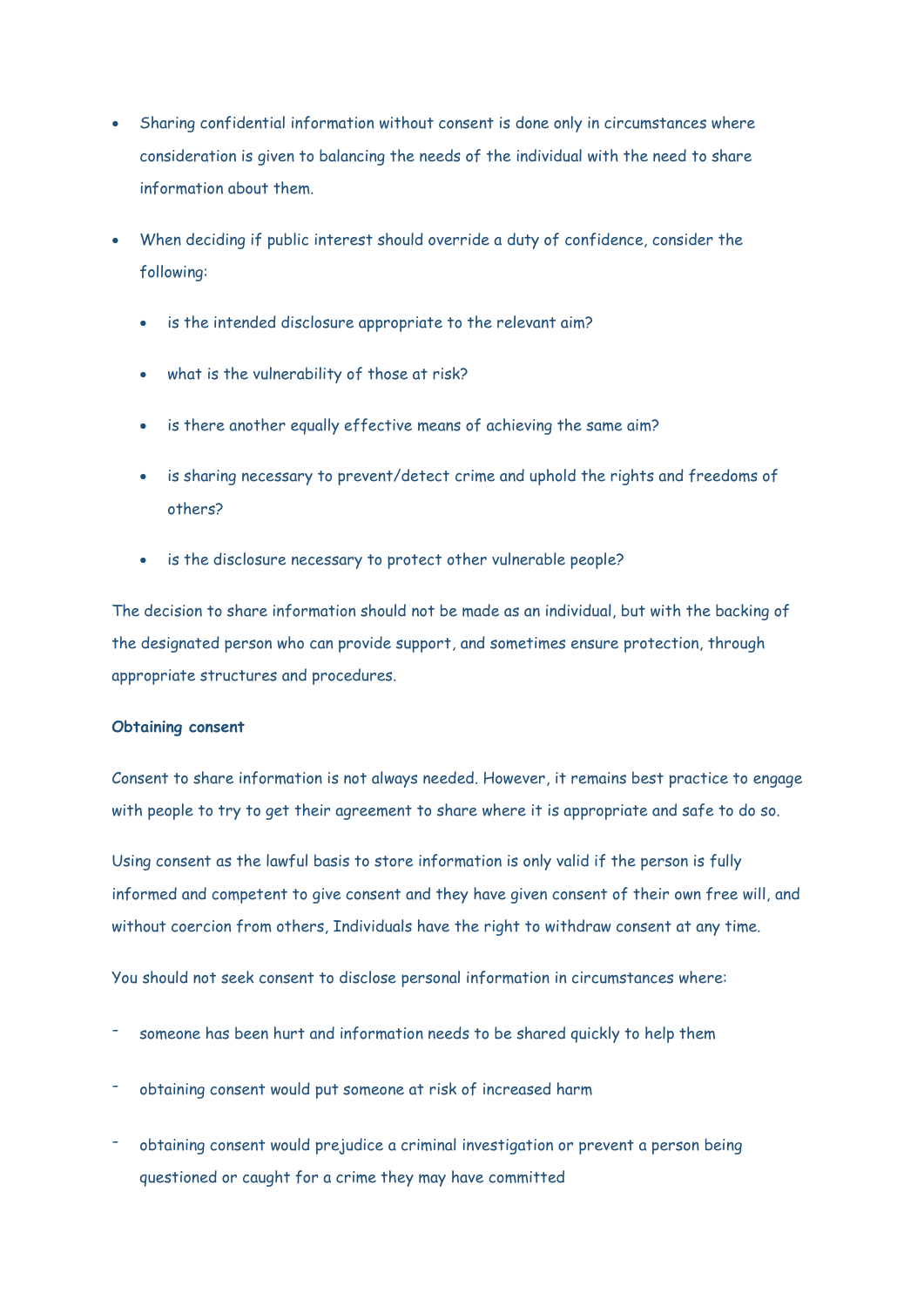- Sharing confidential information without consent is done only in circumstances where consideration is given to balancing the needs of the individual with the need to share information about them.
- When deciding if public interest should override a duty of confidence, consider the following:
  - is the intended disclosure appropriate to the relevant aim?
  - what is the vulnerability of those at risk?
  - is there another equally effective means of achieving the same aim?
  - is sharing necessary to prevent/detect crime and uphold the rights and freedoms of others?
  - is the disclosure necessary to protect other vulnerable people?

The decision to share information should not be made as an individual, but with the backing of the designated person who can provide support, and sometimes ensure protection, through appropriate structures and procedures.

**Obtaining consent**

Consent to share information is not always needed. However, it remains best practice to engage with people to try to get their agreement to share where it is appropriate and safe to do so.

Using consent as the lawful basis to store information is only valid if the person is fully informed and competent to give consent and they have given consent of their own free will, and without coercion from others, Individuals have the right to withdraw consent at any time.

You should not seek consent to disclose personal information in circumstances where:

- someone has been hurt and information needs to be shared quickly to help them
- obtaining consent would put someone at risk of increased harm
- obtaining consent would prejudice a criminal investigation or prevent a person being questioned or caught for a crime they may have committed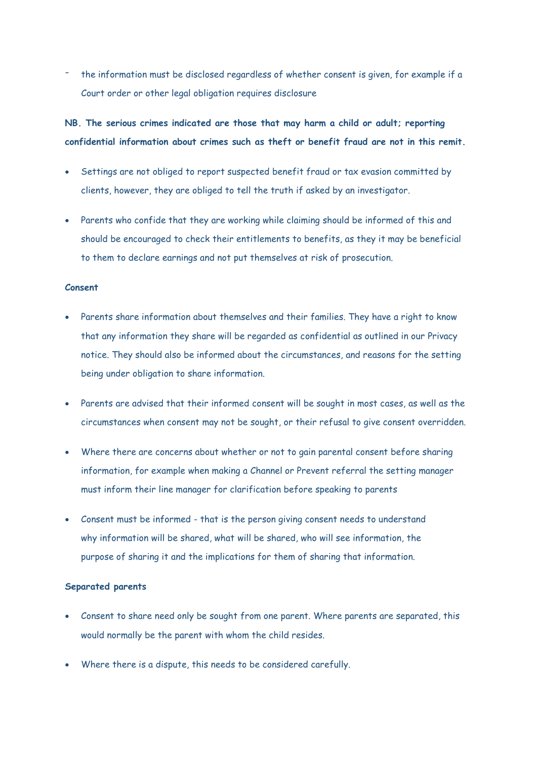- the information must be disclosed regardless of whether consent is given, for example if a Court order or other legal obligation requires disclosure

**NB. The serious crimes indicated are those that may harm a child or adult; reporting confidential information about crimes such as theft or benefit fraud are not in this remit.**

- Settings are not obliged to report suspected benefit fraud or tax evasion committed by clients, however, they are obliged to tell the truth if asked by an investigator.
- Parents who confide that they are working while claiming should be informed of this and should be encouraged to check their entitlements to benefits, as they it may be beneficial to them to declare earnings and not put themselves at risk of prosecution.

**Consent**

- Parents share information about themselves and their families. They have a right to know that any information they share will be regarded as confidential as outlined in our Privacy notice. They should also be informed about the circumstances, and reasons for the setting being under obligation to share information.
- Parents are advised that their informed consent will be sought in most cases, as well as the circumstances when consent may not be sought, or their refusal to give consent overridden.
- Where there are concerns about whether or not to gain parental consent before sharing information, for example when making a Channel or Prevent referral the setting manager must inform their line manager for clarification before speaking to parents
- Consent must be informed - that is the person giving consent needs to understand why information will be shared, what will be shared, who will see information, the purpose of sharing it and the implications for them of sharing that information.

**Separated parents**

- Consent to share need only be sought from one parent. Where parents are separated, this would normally be the parent with whom the child resides.
- Where there is a dispute, this needs to be considered carefully.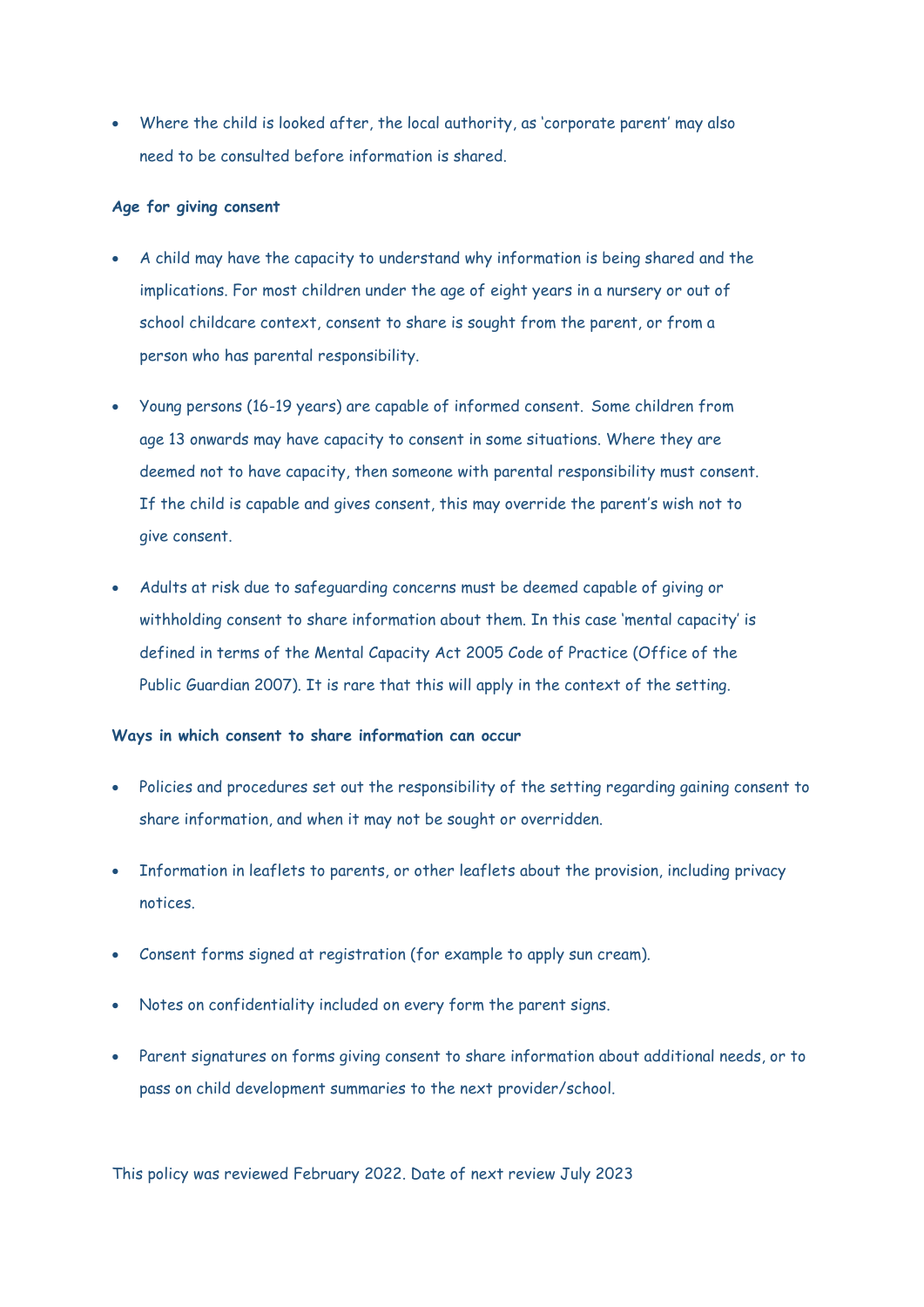- Where the child is looked after, the local authority, as 'corporate parent' may also need to be consulted before information is shared.

**Age for giving consent**

- A child may have the capacity to understand why information is being shared and the implications. For most children under the age of eight years in a nursery or out of school childcare context, consent to share is sought from the parent, or from a person who has parental responsibility.

- Young persons (16-19 years) are capable of informed consent. Some children from age 13 onwards may have capacity to consent in some situations. Where they are deemed not to have capacity, then someone with parental responsibility must consent. If the child is capable and gives consent, this may override the parent's wish not to give consent.

- Adults at risk due to safeguarding concerns must be deemed capable of giving or withholding consent to share information about them. In this case 'mental capacity' is defined in terms of the Mental Capacity Act 2005 Code of Practice (Office of the Public Guardian 2007). It is rare that this will apply in the context of the setting.

**Ways in which consent to share information can occur**

- Policies and procedures set out the responsibility of the setting regarding gaining consent to share information, and when it may not be sought or overridden.

- Information in leaflets to parents, or other leaflets about the provision, including privacy notices.

- Consent forms signed at registration (for example to apply sun cream).

- Notes on confidentiality included on every form the parent signs.

- Parent signatures on forms giving consent to share information about additional needs, or to pass on child development summaries to the next provider/school.

This policy was reviewed February 2022. Date of next review July 2023